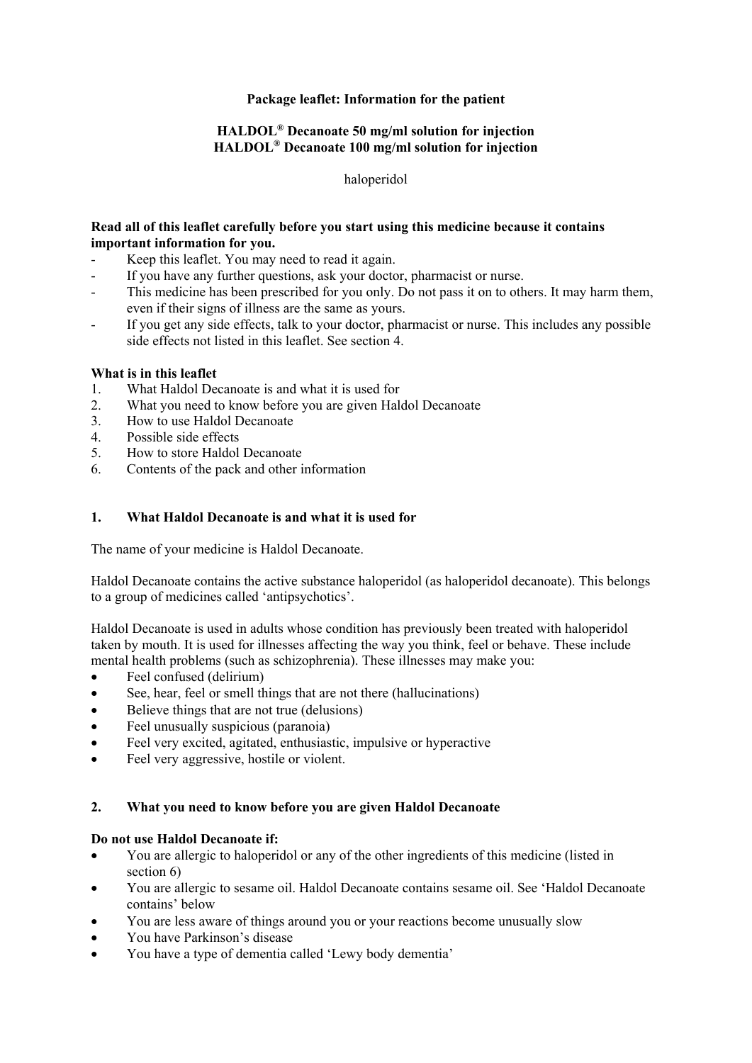**Package leaflet: Information for the patient**

**HALDOL® Decanoate 50 mg/ml solution for injection**
**HALDOL® Decanoate 100 mg/ml solution for injection**

haloperidol

**Read all of this leaflet carefully before you start using this medicine because it contains important information for you.**

- Keep this leaflet. You may need to read it again.
- If you have any further questions, ask your doctor, pharmacist or nurse.
- This medicine has been prescribed for you only. Do not pass it on to others. It may harm them, even if their signs of illness are the same as yours.
- If you get any side effects, talk to your doctor, pharmacist or nurse. This includes any possible side effects not listed in this leaflet. See section 4.

**What is in this leaflet**

1. What Haldol Decanoate is and what it is used for
2. What you need to know before you are given Haldol Decanoate
3. How to use Haldol Decanoate
4. Possible side effects
5. How to store Haldol Decanoate
6. Contents of the pack and other information

## 1. What Haldol Decanoate is and what it is used for

The name of your medicine is Haldol Decanoate.

Haldol Decanoate contains the active substance haloperidol (as haloperidol decanoate). This belongs to a group of medicines called 'antipsychotics'.

Haldol Decanoate is used in adults whose condition has previously been treated with haloperidol taken by mouth. It is used for illnesses affecting the way you think, feel or behave. These include mental health problems (such as schizophrenia). These illnesses may make you:

- Feel confused (delirium)
- See, hear, feel or smell things that are not there (hallucinations)
- Believe things that are not true (delusions)
- Feel unusually suspicious (paranoia)
- Feel very excited, agitated, enthusiastic, impulsive or hyperactive
- Feel very aggressive, hostile or violent.

## 2. What you need to know before you are given Haldol Decanoate

**Do not use Haldol Decanoate if:**

- You are allergic to haloperidol or any of the other ingredients of this medicine (listed in section 6)
- You are allergic to sesame oil. Haldol Decanoate contains sesame oil. See 'Haldol Decanoate contains' below
- You are less aware of things around you or your reactions become unusually slow
- You have Parkinson's disease
- You have a type of dementia called 'Lewy body dementia'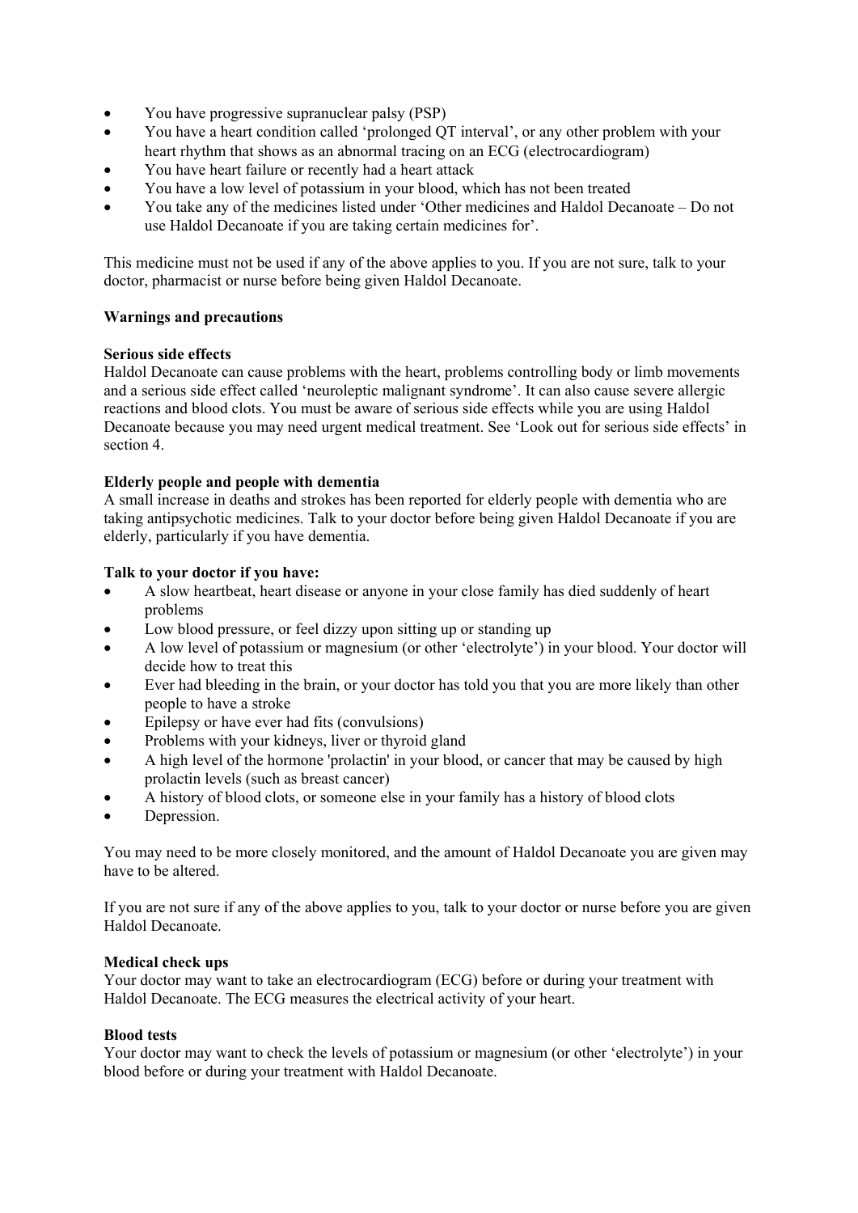- You have progressive supranuclear palsy (PSP)
- You have a heart condition called 'prolonged QT interval', or any other problem with your heart rhythm that shows as an abnormal tracing on an ECG (electrocardiogram)
- You have heart failure or recently had a heart attack
- You have a low level of potassium in your blood, which has not been treated
- You take any of the medicines listed under 'Other medicines and Haldol Decanoate – Do not use Haldol Decanoate if you are taking certain medicines for'.

This medicine must not be used if any of the above applies to you. If you are not sure, talk to your doctor, pharmacist or nurse before being given Haldol Decanoate.

**Warnings and precautions**

**Serious side effects**
Haldol Decanoate can cause problems with the heart, problems controlling body or limb movements and a serious side effect called 'neuroleptic malignant syndrome'. It can also cause severe allergic reactions and blood clots. You must be aware of serious side effects while you are using Haldol Decanoate because you may need urgent medical treatment. See 'Look out for serious side effects' in section 4.

**Elderly people and people with dementia**
A small increase in deaths and strokes has been reported for elderly people with dementia who are taking antipsychotic medicines. Talk to your doctor before being given Haldol Decanoate if you are elderly, particularly if you have dementia.

**Talk to your doctor if you have:**
- A slow heartbeat, heart disease or anyone in your close family has died suddenly of heart problems
- Low blood pressure, or feel dizzy upon sitting up or standing up
- A low level of potassium or magnesium (or other 'electrolyte') in your blood. Your doctor will decide how to treat this
- Ever had bleeding in the brain, or your doctor has told you that you are more likely than other people to have a stroke
- Epilepsy or have ever had fits (convulsions)
- Problems with your kidneys, liver or thyroid gland
- A high level of the hormone 'prolactin' in your blood, or cancer that may be caused by high prolactin levels (such as breast cancer)
- A history of blood clots, or someone else in your family has a history of blood clots
- Depression.

You may need to be more closely monitored, and the amount of Haldol Decanoate you are given may have to be altered.

If you are not sure if any of the above applies to you, talk to your doctor or nurse before you are given Haldol Decanoate.

**Medical check ups**
Your doctor may want to take an electrocardiogram (ECG) before or during your treatment with Haldol Decanoate. The ECG measures the electrical activity of your heart.

**Blood tests**
Your doctor may want to check the levels of potassium or magnesium (or other 'electrolyte') in your blood before or during your treatment with Haldol Decanoate.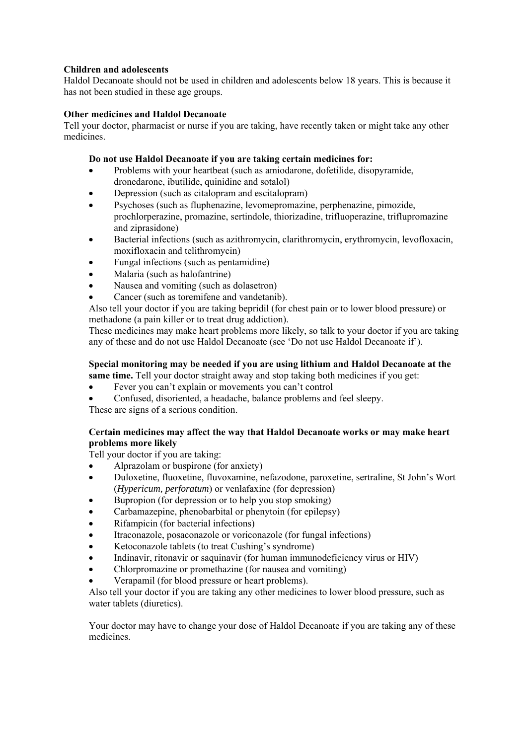**Children and adolescents**
Haldol Decanoate should not be used in children and adolescents below 18 years. This is because it has not been studied in these age groups.

**Other medicines and Haldol Decanoate**
Tell your doctor, pharmacist or nurse if you are taking, have recently taken or might take any other medicines.

**Do not use Haldol Decanoate if you are taking certain medicines for:**

- Problems with your heartbeat (such as amiodarone, dofetilide, disopyramide, dronedarone, ibutilide, quinidine and sotalol)
- Depression (such as citalopram and escitalopram)
- Psychoses (such as fluphenazine, levomepromazine, perphenazine, pimozide, prochlorperazine, promazine, sertindole, thiorizadine, trifluoperazine, triflupromazine and ziprasidone)
- Bacterial infections (such as azithromycin, clarithromycin, erythromycin, levofloxacin, moxifloxacin and telithromycin)
- Fungal infections (such as pentamidine)
- Malaria (such as halofantrine)
- Nausea and vomiting (such as dolasetron)
- Cancer (such as toremifene and vandetanib).

Also tell your doctor if you are taking bepridil (for chest pain or to lower blood pressure) or methadone (a pain killer or to treat drug addiction).
These medicines may make heart problems more likely, so talk to your doctor if you are taking any of these and do not use Haldol Decanoate (see 'Do not use Haldol Decanoate if').

**Special monitoring may be needed if you are using lithium and Haldol Decanoate at the same time.** Tell your doctor straight away and stop taking both medicines if you get:

- Fever you can't explain or movements you can't control
- Confused, disoriented, a headache, balance problems and feel sleepy.

These are signs of a serious condition.

**Certain medicines may affect the way that Haldol Decanoate works or may make heart problems more likely**
Tell your doctor if you are taking:

- Alprazolam or buspirone (for anxiety)
- Duloxetine, fluoxetine, fluvoxamine, nefazodone, paroxetine, sertraline, St John's Wort (*Hypericum, perforatum*) or venlafaxine (for depression)
- Bupropion (for depression or to help you stop smoking)
- Carbamazepine, phenobarbital or phenytoin (for epilepsy)
- Rifampicin (for bacterial infections)
- Itraconazole, posaconazole or voriconazole (for fungal infections)
- Ketoconazole tablets (to treat Cushing's syndrome)
- Indinavir, ritonavir or saquinavir (for human immunodeficiency virus or HIV)
- Chlorpromazine or promethazine (for nausea and vomiting)
- Verapamil (for blood pressure or heart problems).

Also tell your doctor if you are taking any other medicines to lower blood pressure, such as water tablets (diuretics).

Your doctor may have to change your dose of Haldol Decanoate if you are taking any of these medicines.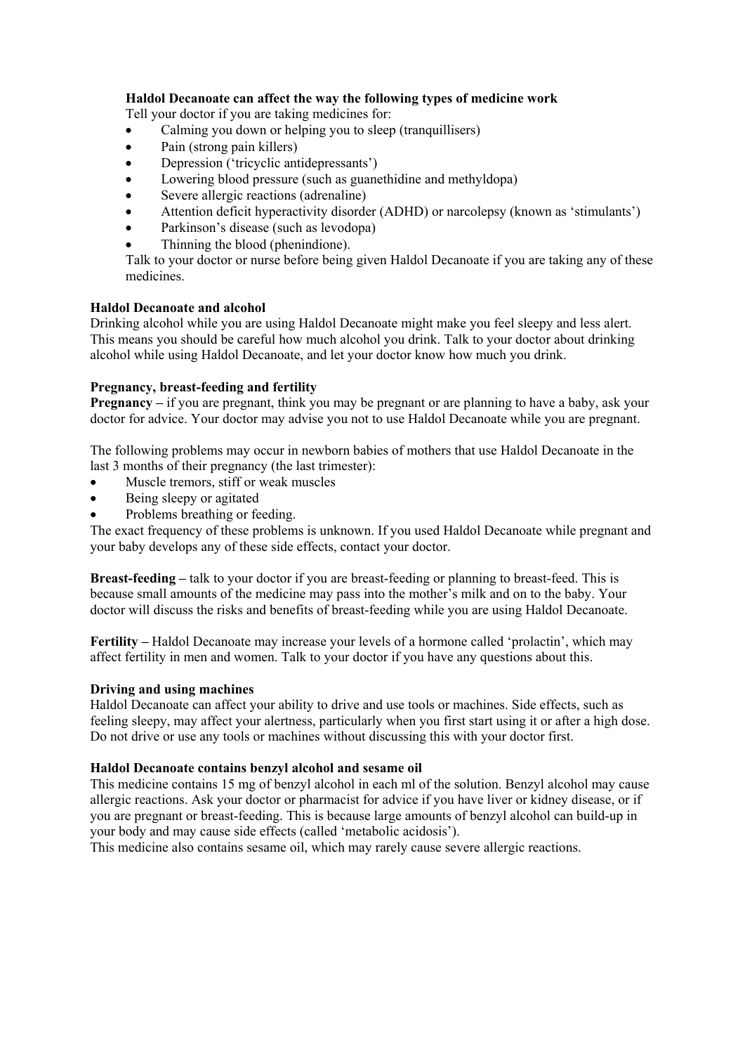**Haldol Decanoate can affect the way the following types of medicine work**

Tell your doctor if you are taking medicines for:

- Calming you down or helping you to sleep (tranquillisers)
- Pain (strong pain killers)
- Depression ('tricyclic antidepressants')
- Lowering blood pressure (such as guanethidine and methyldopa)
- Severe allergic reactions (adrenaline)
- Attention deficit hyperactivity disorder (ADHD) or narcolepsy (known as 'stimulants')
- Parkinson's disease (such as levodopa)
- Thinning the blood (phenindione).

Talk to your doctor or nurse before being given Haldol Decanoate if you are taking any of these medicines.

**Haldol Decanoate and alcohol**

Drinking alcohol while you are using Haldol Decanoate might make you feel sleepy and less alert. This means you should be careful how much alcohol you drink. Talk to your doctor about drinking alcohol while using Haldol Decanoate, and let your doctor know how much you drink.

**Pregnancy, breast-feeding and fertility**

**Pregnancy –** if you are pregnant, think you may be pregnant or are planning to have a baby, ask your doctor for advice. Your doctor may advise you not to use Haldol Decanoate while you are pregnant.

The following problems may occur in newborn babies of mothers that use Haldol Decanoate in the last 3 months of their pregnancy (the last trimester):

- Muscle tremors, stiff or weak muscles
- Being sleepy or agitated
- Problems breathing or feeding.

The exact frequency of these problems is unknown. If you used Haldol Decanoate while pregnant and your baby develops any of these side effects, contact your doctor.

**Breast-feeding –** talk to your doctor if you are breast-feeding or planning to breast-feed. This is because small amounts of the medicine may pass into the mother's milk and on to the baby. Your doctor will discuss the risks and benefits of breast-feeding while you are using Haldol Decanoate.

**Fertility –** Haldol Decanoate may increase your levels of a hormone called 'prolactin', which may affect fertility in men and women. Talk to your doctor if you have any questions about this.

**Driving and using machines**

Haldol Decanoate can affect your ability to drive and use tools or machines. Side effects, such as feeling sleepy, may affect your alertness, particularly when you first start using it or after a high dose. Do not drive or use any tools or machines without discussing this with your doctor first.

**Haldol Decanoate contains benzyl alcohol and sesame oil**

This medicine contains 15 mg of benzyl alcohol in each ml of the solution. Benzyl alcohol may cause allergic reactions. Ask your doctor or pharmacist for advice if you have liver or kidney disease, or if you are pregnant or breast-feeding. This is because large amounts of benzyl alcohol can build-up in your body and may cause side effects (called 'metabolic acidosis').

This medicine also contains sesame oil, which may rarely cause severe allergic reactions.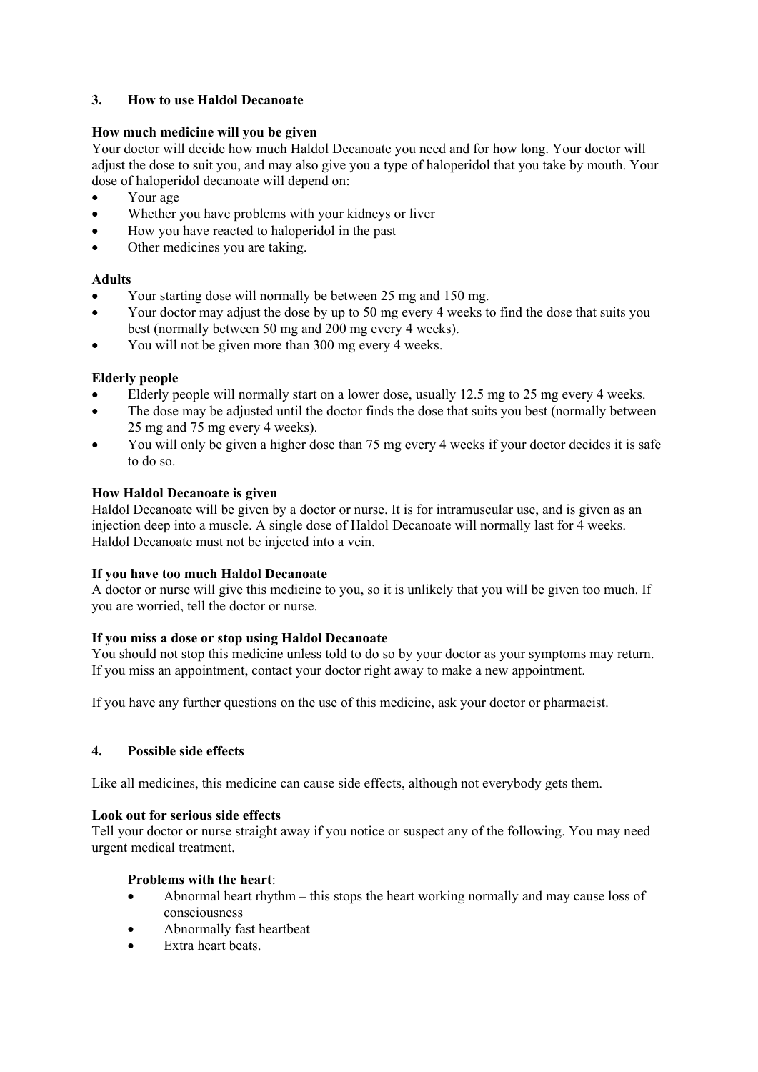## 3. How to use Haldol Decanoate

**How much medicine will you be given**

Your doctor will decide how much Haldol Decanoate you need and for how long. Your doctor will adjust the dose to suit you, and may also give you a type of haloperidol that you take by mouth. Your dose of haloperidol decanoate will depend on:

- Your age
- Whether you have problems with your kidneys or liver
- How you have reacted to haloperidol in the past
- Other medicines you are taking.

**Adults**

- Your starting dose will normally be between 25 mg and 150 mg.
- Your doctor may adjust the dose by up to 50 mg every 4 weeks to find the dose that suits you best (normally between 50 mg and 200 mg every 4 weeks).
- You will not be given more than 300 mg every 4 weeks.

**Elderly people**

- Elderly people will normally start on a lower dose, usually 12.5 mg to 25 mg every 4 weeks.
- The dose may be adjusted until the doctor finds the dose that suits you best (normally between 25 mg and 75 mg every 4 weeks).
- You will only be given a higher dose than 75 mg every 4 weeks if your doctor decides it is safe to do so.

**How Haldol Decanoate is given**

Haldol Decanoate will be given by a doctor or nurse. It is for intramuscular use, and is given as an injection deep into a muscle. A single dose of Haldol Decanoate will normally last for 4 weeks. Haldol Decanoate must not be injected into a vein.

**If you have too much Haldol Decanoate**

A doctor or nurse will give this medicine to you, so it is unlikely that you will be given too much. If you are worried, tell the doctor or nurse.

**If you miss a dose or stop using Haldol Decanoate**

You should not stop this medicine unless told to do so by your doctor as your symptoms may return. If you miss an appointment, contact your doctor right away to make a new appointment.

If you have any further questions on the use of this medicine, ask your doctor or pharmacist.

## 4. Possible side effects

Like all medicines, this medicine can cause side effects, although not everybody gets them.

**Look out for serious side effects**

Tell your doctor or nurse straight away if you notice or suspect any of the following. You may need urgent medical treatment.

**Problems with the heart**:

- Abnormal heart rhythm – this stops the heart working normally and may cause loss of consciousness
- Abnormally fast heartbeat
- Extra heart beats.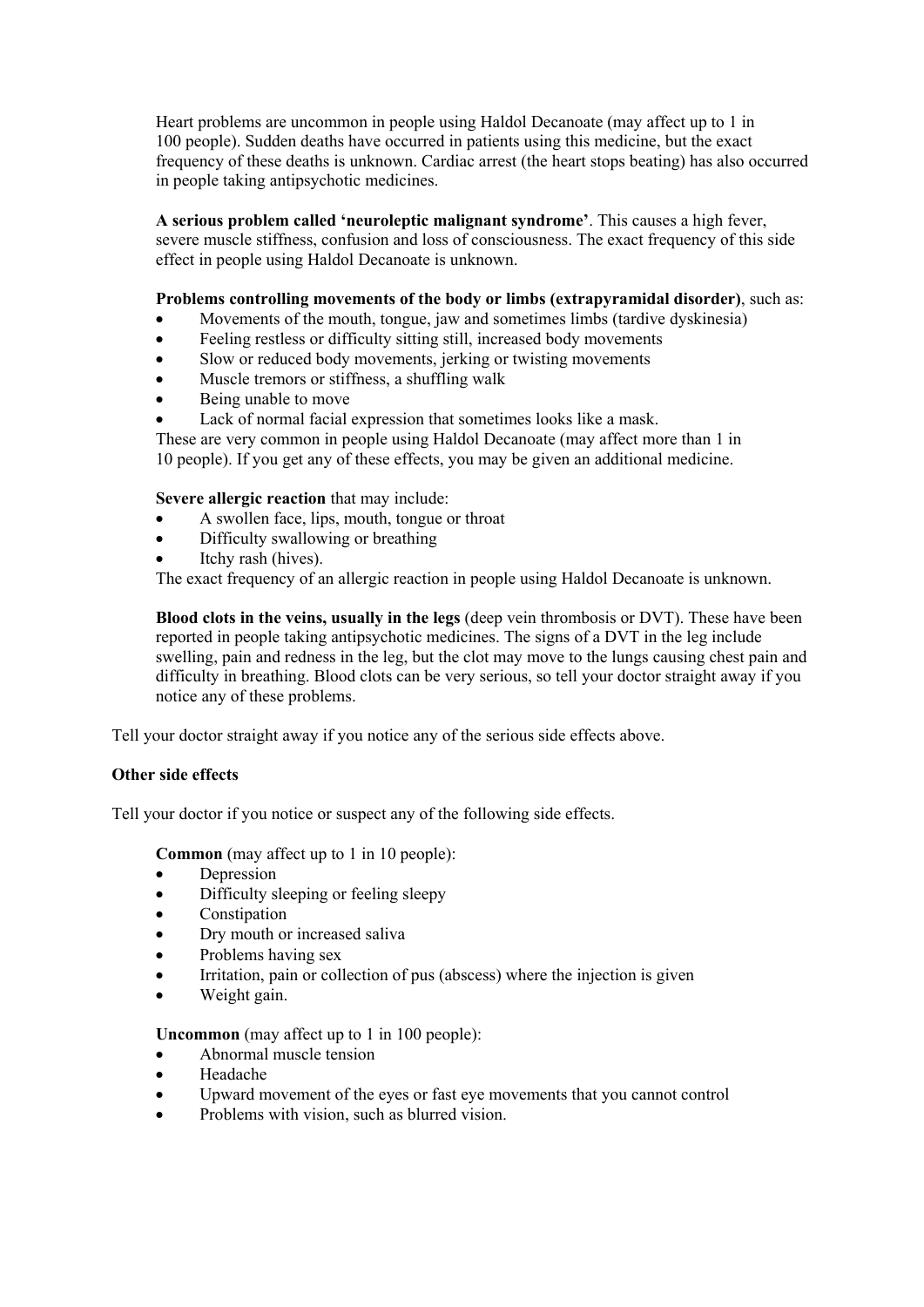Heart problems are uncommon in people using Haldol Decanoate (may affect up to 1 in 100 people). Sudden deaths have occurred in patients using this medicine, but the exact frequency of these deaths is unknown. Cardiac arrest (the heart stops beating) has also occurred in people taking antipsychotic medicines.

**A serious problem called 'neuroleptic malignant syndrome'**. This causes a high fever, severe muscle stiffness, confusion and loss of consciousness. The exact frequency of this side effect in people using Haldol Decanoate is unknown.

**Problems controlling movements of the body or limbs (extrapyramidal disorder)**, such as:

- Movements of the mouth, tongue, jaw and sometimes limbs (tardive dyskinesia)
- Feeling restless or difficulty sitting still, increased body movements
- Slow or reduced body movements, jerking or twisting movements
- Muscle tremors or stiffness, a shuffling walk
- Being unable to move
- Lack of normal facial expression that sometimes looks like a mask.

These are very common in people using Haldol Decanoate (may affect more than 1 in 10 people). If you get any of these effects, you may be given an additional medicine.

**Severe allergic reaction** that may include:

- A swollen face, lips, mouth, tongue or throat
- Difficulty swallowing or breathing
- Itchy rash (hives).

The exact frequency of an allergic reaction in people using Haldol Decanoate is unknown.

**Blood clots in the veins, usually in the legs** (deep vein thrombosis or DVT). These have been reported in people taking antipsychotic medicines. The signs of a DVT in the leg include swelling, pain and redness in the leg, but the clot may move to the lungs causing chest pain and difficulty in breathing. Blood clots can be very serious, so tell your doctor straight away if you notice any of these problems.

Tell your doctor straight away if you notice any of the serious side effects above.

**Other side effects**

Tell your doctor if you notice or suspect any of the following side effects.

**Common** (may affect up to 1 in 10 people):

- Depression
- Difficulty sleeping or feeling sleepy
- Constipation
- Dry mouth or increased saliva
- Problems having sex
- Irritation, pain or collection of pus (abscess) where the injection is given
- Weight gain.

**Uncommon** (may affect up to 1 in 100 people):

- Abnormal muscle tension
- Headache
- Upward movement of the eyes or fast eye movements that you cannot control
- Problems with vision, such as blurred vision.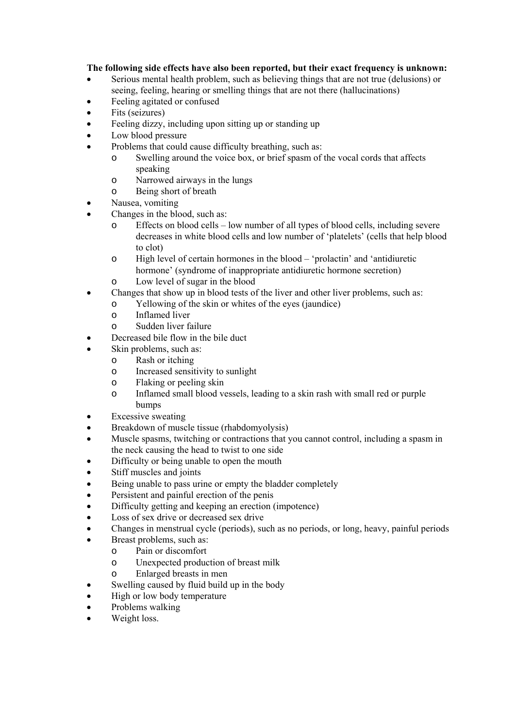**The following side effects have also been reported, but their exact frequency is unknown:**

- Serious mental health problem, such as believing things that are not true (delusions) or seeing, feeling, hearing or smelling things that are not there (hallucinations)
- Feeling agitated or confused
- Fits (seizures)
- Feeling dizzy, including upon sitting up or standing up
- Low blood pressure
- Problems that could cause difficulty breathing, such as:
  - Swelling around the voice box, or brief spasm of the vocal cords that affects speaking
  - Narrowed airways in the lungs
  - Being short of breath
- Nausea, vomiting
- Changes in the blood, such as:
  - Effects on blood cells – low number of all types of blood cells, including severe decreases in white blood cells and low number of 'platelets' (cells that help blood to clot)
  - High level of certain hormones in the blood – 'prolactin' and 'antidiuretic hormone' (syndrome of inappropriate antidiuretic hormone secretion)
  - Low level of sugar in the blood
- Changes that show up in blood tests of the liver and other liver problems, such as:
  - Yellowing of the skin or whites of the eyes (jaundice)
  - Inflamed liver
  - Sudden liver failure
- Decreased bile flow in the bile duct
- Skin problems, such as:
  - Rash or itching
  - Increased sensitivity to sunlight
  - Flaking or peeling skin
  - Inflamed small blood vessels, leading to a skin rash with small red or purple bumps
- Excessive sweating
- Breakdown of muscle tissue (rhabdomyolysis)
- Muscle spasms, twitching or contractions that you cannot control, including a spasm in the neck causing the head to twist to one side
- Difficulty or being unable to open the mouth
- Stiff muscles and joints
- Being unable to pass urine or empty the bladder completely
- Persistent and painful erection of the penis
- Difficulty getting and keeping an erection (impotence)
- Loss of sex drive or decreased sex drive
- Changes in menstrual cycle (periods), such as no periods, or long, heavy, painful periods
- Breast problems, such as:
  - Pain or discomfort
  - Unexpected production of breast milk
  - Enlarged breasts in men
- Swelling caused by fluid build up in the body
- High or low body temperature
- Problems walking
- Weight loss.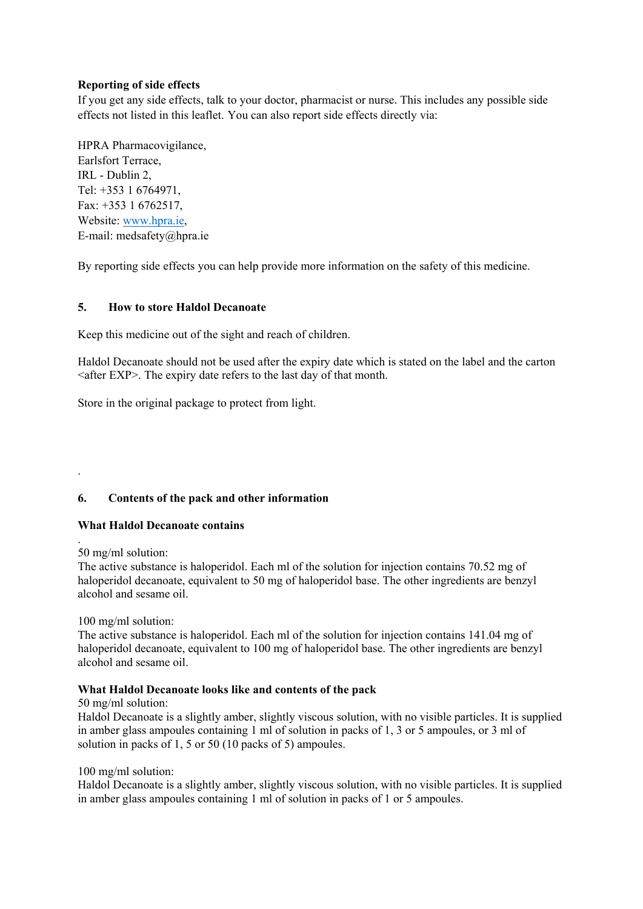**Reporting of side effects**

If you get any side effects, talk to your doctor, pharmacist or nurse. This includes any possible side effects not listed in this leaflet. You can also report side effects directly via:

HPRA Pharmacovigilance,
Earlsfort Terrace,
IRL - Dublin 2,
Tel: +353 1 6764971,
Fax: +353 1 6762517,
Website: www.hpra.ie,
E-mail: medsafety@hpra.ie

By reporting side effects you can help provide more information on the safety of this medicine.

## 5. How to store Haldol Decanoate

Keep this medicine out of the sight and reach of children.

Haldol Decanoate should not be used after the expiry date which is stated on the label and the carton <after EXP>. The expiry date refers to the last day of that month.

Store in the original package to protect from light.

.

## 6. Contents of the pack and other information

**What Haldol Decanoate contains**

.

50 mg/ml solution:
The active substance is haloperidol. Each ml of the solution for injection contains 70.52 mg of haloperidol decanoate, equivalent to 50 mg of haloperidol base. The other ingredients are benzyl alcohol and sesame oil.

100 mg/ml solution:
The active substance is haloperidol. Each ml of the solution for injection contains 141.04 mg of haloperidol decanoate, equivalent to 100 mg of haloperidol base. The other ingredients are benzyl alcohol and sesame oil.

**What Haldol Decanoate looks like and contents of the pack**

50 mg/ml solution:
Haldol Decanoate is a slightly amber, slightly viscous solution, with no visible particles. It is supplied in amber glass ampoules containing 1 ml of solution in packs of 1, 3 or 5 ampoules, or 3 ml of solution in packs of 1, 5 or 50 (10 packs of 5) ampoules.

100 mg/ml solution:
Haldol Decanoate is a slightly amber, slightly viscous solution, with no visible particles. It is supplied in amber glass ampoules containing 1 ml of solution in packs of 1 or 5 ampoules.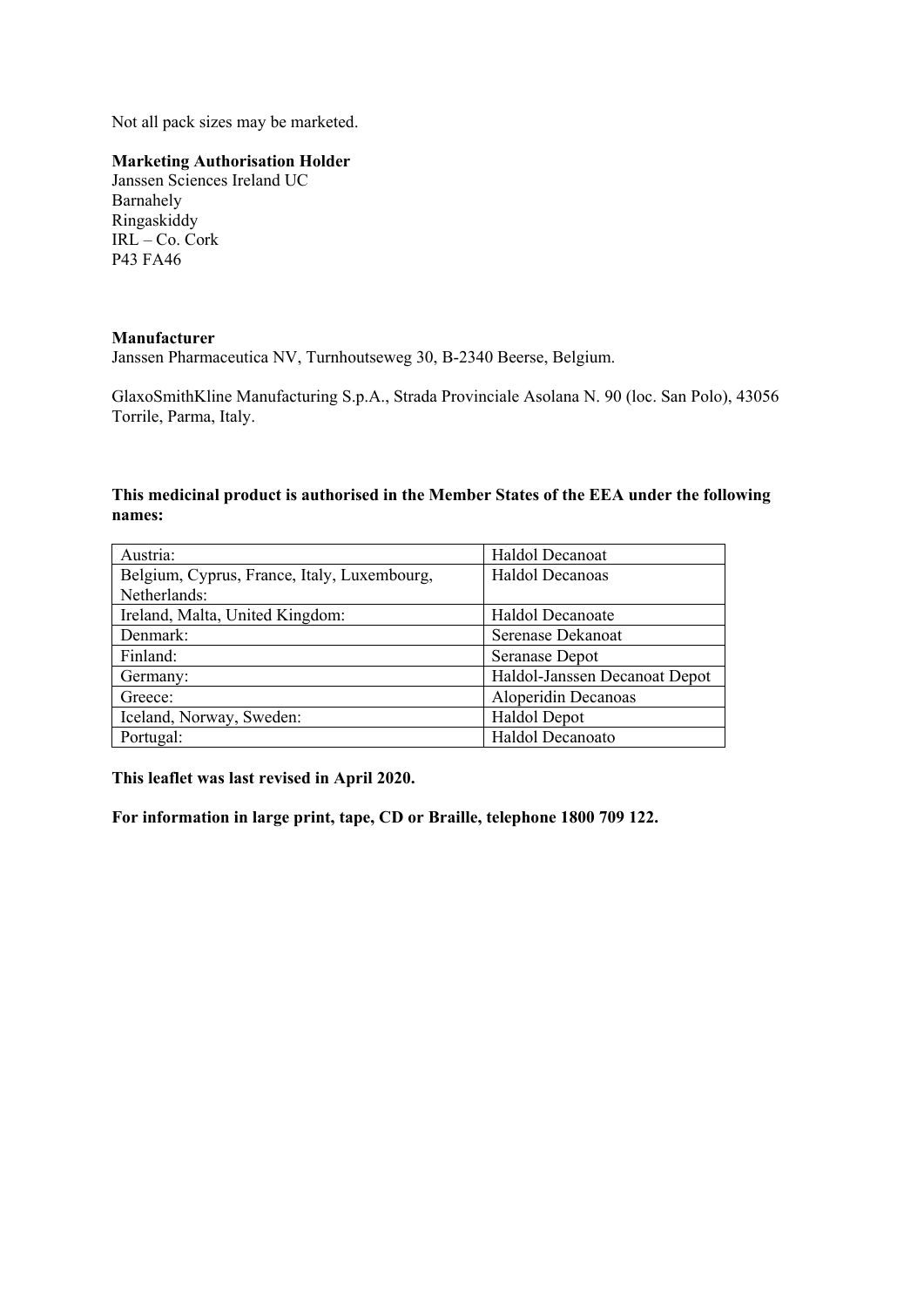Not all pack sizes may be marketed.

**Marketing Authorisation Holder**
Janssen Sciences Ireland UC
Barnahely
Ringaskiddy
IRL – Co. Cork
P43 FA46

**Manufacturer**
Janssen Pharmaceutica NV, Turnhoutseweg 30, B-2340 Beerse, Belgium.

GlaxoSmithKline Manufacturing S.p.A., Strada Provinciale Asolana N. 90 (loc. San Polo), 43056 Torrile, Parma, Italy.

**This medicinal product is authorised in the Member States of the EEA under the following names:**

| | |
|---|---|
| Austria: | Haldol Decanoat |
| Belgium, Cyprus, France, Italy, Luxembourg, Netherlands: | Haldol Decanoas |
| Ireland, Malta, United Kingdom: | Haldol Decanoate |
| Denmark: | Serenase Dekanoat |
| Finland: | Seranase Depot |
| Germany: | Haldol-Janssen Decanoat Depot |
| Greece: | Aloperidin Decanoas |
| Iceland, Norway, Sweden: | Haldol Depot |
| Portugal: | Haldol Decanoato |

**This leaflet was last revised in April 2020.**

**For information in large print, tape, CD or Braille, telephone 1800 709 122.**